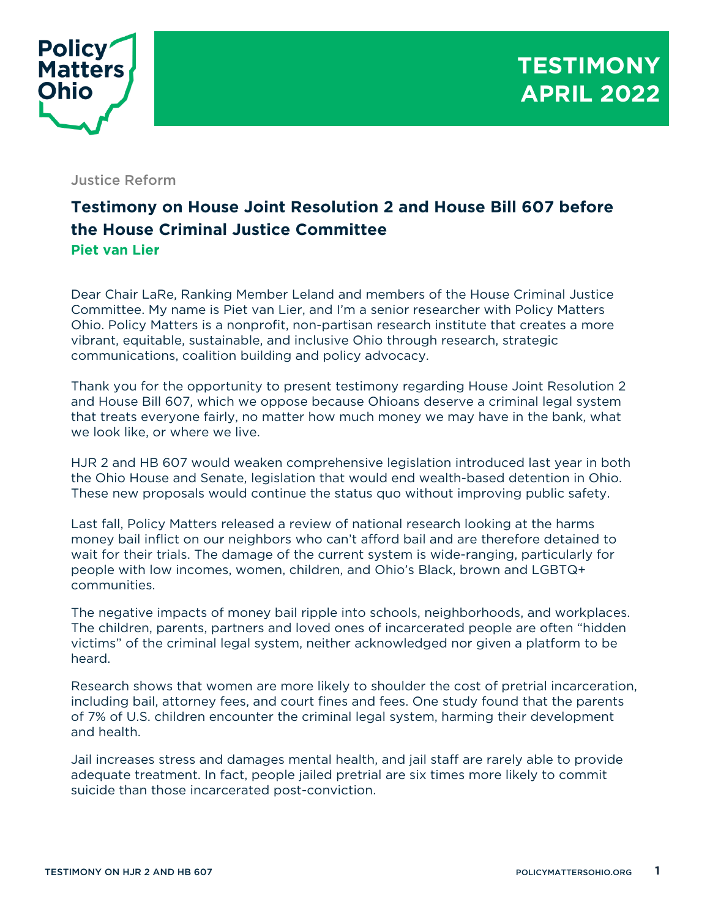Policy Matters Ohio

# TESTIMONY APRIL 2022

Justice Reform

## Testimony on House Joint Resolution 2 and House Bill 607 before the House Criminal Justice Committee

**Piet van Lier**

Dear Chair LaRe, Ranking Member Leland and members of the House Criminal Justice Committee. My name is Piet van Lier, and I'm a senior researcher with Policy Matters Ohio. Policy Matters is a nonprofit, non-partisan research institute that creates a more vibrant, equitable, sustainable, and inclusive Ohio through research, strategic communications, coalition building and policy advocacy.

Thank you for the opportunity to present testimony regarding House Joint Resolution 2 and House Bill 607, which we oppose because Ohioans deserve a criminal legal system that treats everyone fairly, no matter how much money we may have in the bank, what we look like, or where we live.

HJR 2 and HB 607 would weaken comprehensive legislation introduced last year in both the Ohio House and Senate, legislation that would end wealth-based detention in Ohio. These new proposals would continue the status quo without improving public safety.

Last fall, Policy Matters released a review of national research looking at the harms money bail inflict on our neighbors who can't afford bail and are therefore detained to wait for their trials. The damage of the current system is wide-ranging, particularly for people with low incomes, women, children, and Ohio's Black, brown and LGBTQ+ communities.

The negative impacts of money bail ripple into schools, neighborhoods, and workplaces. The children, parents, partners and loved ones of incarcerated people are often "hidden victims" of the criminal legal system, neither acknowledged nor given a platform to be heard.

Research shows that women are more likely to shoulder the cost of pretrial incarceration, including bail, attorney fees, and court fines and fees. One study found that the parents of 7% of U.S. children encounter the criminal legal system, harming their development and health.

Jail increases stress and damages mental health, and jail staff are rarely able to provide adequate treatment. In fact, people jailed pretrial are six times more likely to commit suicide than those incarcerated post-conviction.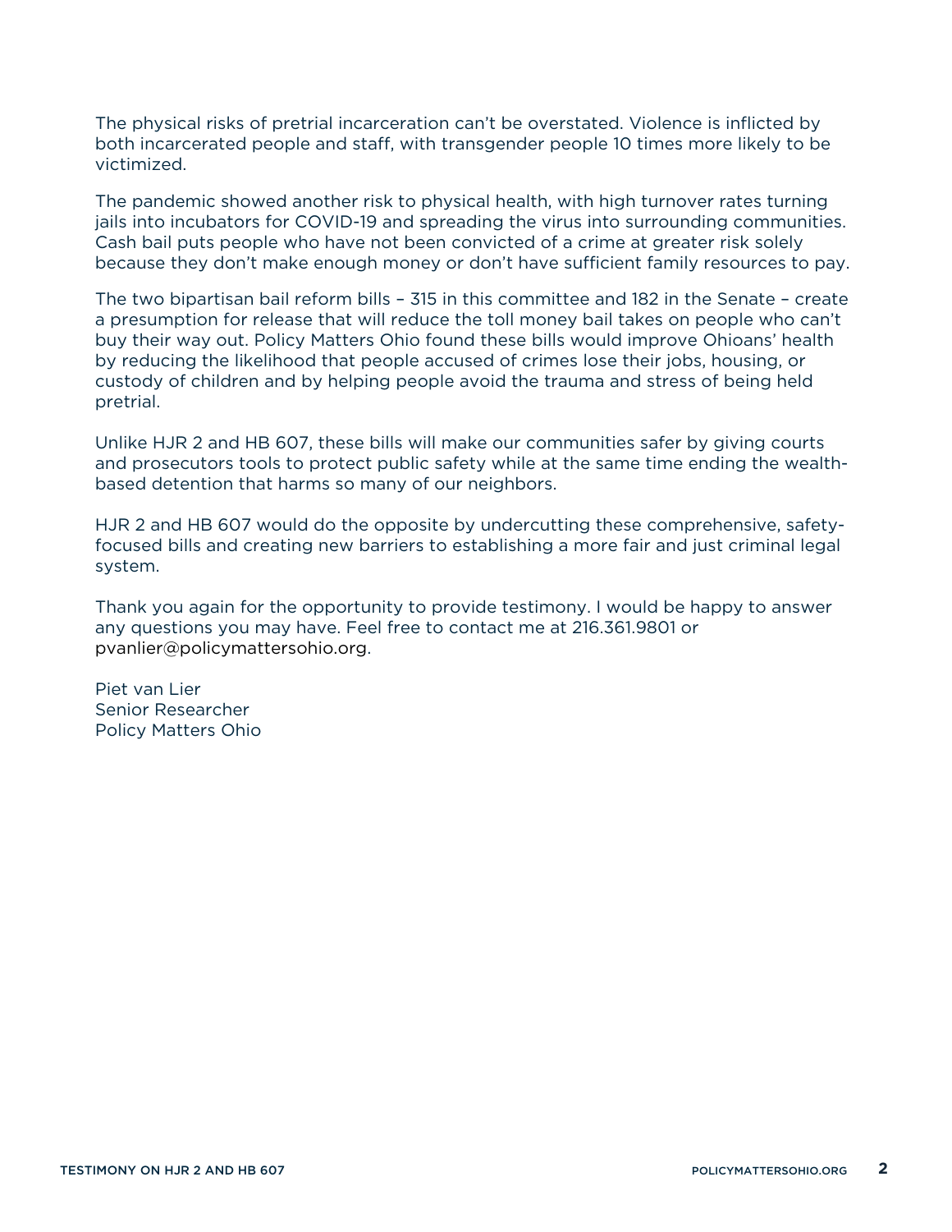The physical risks of pretrial incarceration can't be overstated. Violence is inflicted by both incarcerated people and staff, with transgender people 10 times more likely to be victimized.

The pandemic showed another risk to physical health, with high turnover rates turning jails into incubators for COVID-19 and spreading the virus into surrounding communities. Cash bail puts people who have not been convicted of a crime at greater risk solely because they don't make enough money or don't have sufficient family resources to pay.

The two bipartisan bail reform bills – 315 in this committee and 182 in the Senate – create a presumption for release that will reduce the toll money bail takes on people who can't buy their way out. Policy Matters Ohio found these bills would improve Ohioans' health by reducing the likelihood that people accused of crimes lose their jobs, housing, or custody of children and by helping people avoid the trauma and stress of being held pretrial.

Unlike HJR 2 and HB 607, these bills will make our communities safer by giving courts and prosecutors tools to protect public safety while at the same time ending the wealth-based detention that harms so many of our neighbors.

HJR 2 and HB 607 would do the opposite by undercutting these comprehensive, safety-focused bills and creating new barriers to establishing a more fair and just criminal legal system.

Thank you again for the opportunity to provide testimony. I would be happy to answer any questions you may have. Feel free to contact me at 216.361.9801 or pvanlier@policymattersohio.org.

Piet van Lier
Senior Researcher
Policy Matters Ohio